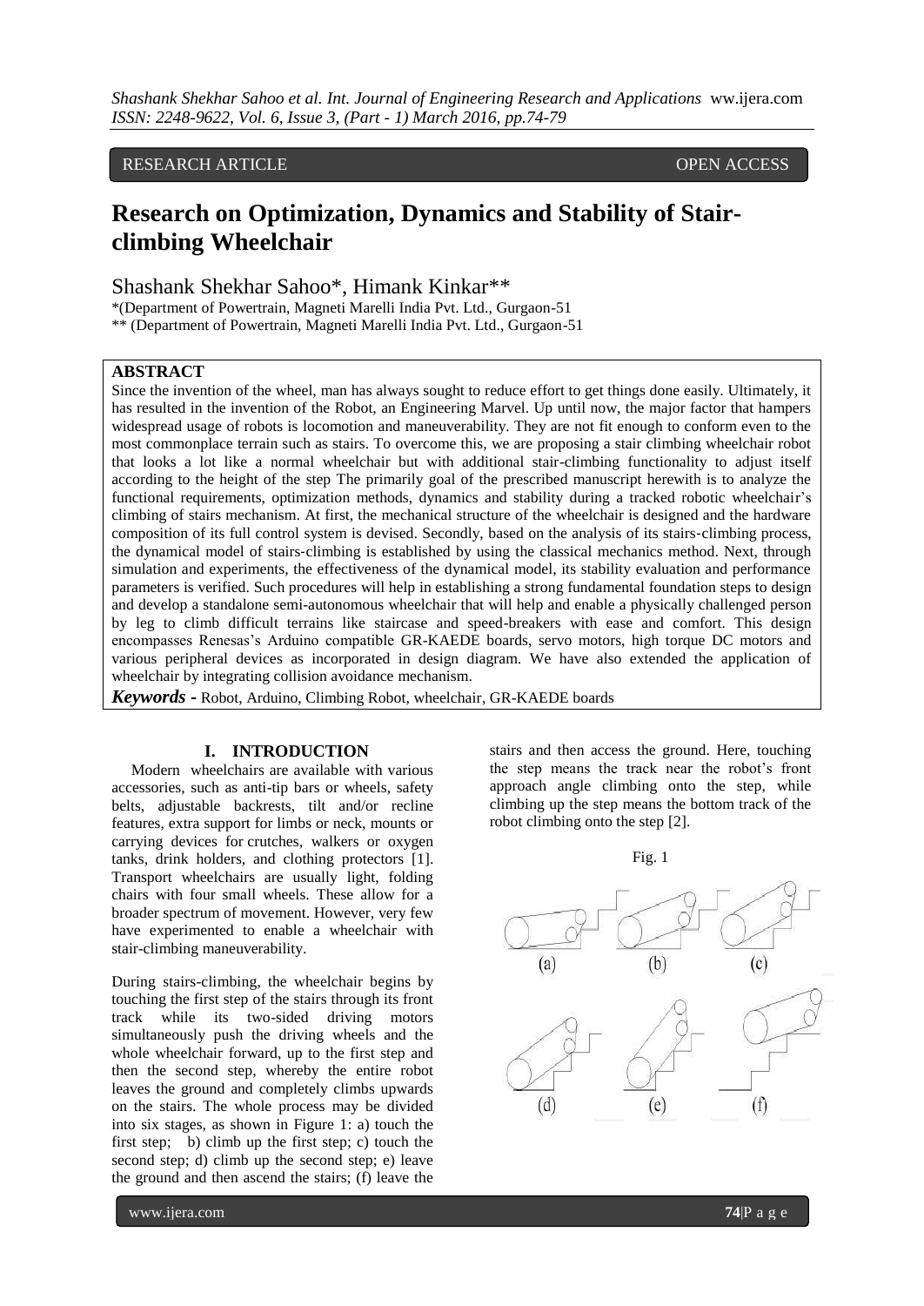RESEARCH ARTICLE OPEN ACCESS

# Research on Optimization, Dynamics and Stability of Stair-climbing Wheelchair

Shashank Shekhar Sahoo*, Himank Kinkar**

*(Department of Powertrain, Magneti Marelli India Pvt. Ltd., Gurgaon-51

** (Department of Powertrain, Magneti Marelli India Pvt. Ltd., Gurgaon-51

## ABSTRACT

Since the invention of the wheel, man has always sought to reduce effort to get things done easily. Ultimately, it has resulted in the invention of the Robot, an Engineering Marvel. Up until now, the major factor that hampers widespread usage of robots is locomotion and maneuverability. They are not fit enough to conform even to the most commonplace terrain such as stairs. To overcome this, we are proposing a stair climbing wheelchair robot that looks a lot like a normal wheelchair but with additional stair-climbing functionality to adjust itself according to the height of the step The primarily goal of the prescribed manuscript herewith is to analyze the functional requirements, optimization methods, dynamics and stability during a tracked robotic wheelchair's climbing of stairs mechanism. At first, the mechanical structure of the wheelchair is designed and the hardware composition of its full control system is devised. Secondly, based on the analysis of its stairs-climbing process, the dynamical model of stairs-climbing is established by using the classical mechanics method. Next, through simulation and experiments, the effectiveness of the dynamical model, its stability evaluation and performance parameters is verified. Such procedures will help in establishing a strong fundamental foundation steps to design and develop a standalone semi-autonomous wheelchair that will help and enable a physically challenged person by leg to climb difficult terrains like staircase and speed-breakers with ease and comfort. This design encompasses Renesas's Arduino compatible GR-KAEDE boards, servo motors, high torque DC motors and various peripheral devices as incorporated in design diagram. We have also extended the application of wheelchair by integrating collision avoidance mechanism.

***Keywords* -** Robot, Arduino, Climbing Robot, wheelchair, GR-KAEDE boards

## I. INTRODUCTION

Modern wheelchairs are available with various accessories, such as anti-tip bars or wheels, safety belts, adjustable backrests, tilt and/or recline features, extra support for limbs or neck, mounts or carrying devices for crutches, walkers or oxygen tanks, drink holders, and clothing protectors [1]. Transport wheelchairs are usually light, folding chairs with four small wheels. These allow for a broader spectrum of movement. However, very few have experimented to enable a wheelchair with stair-climbing maneuverability.

During stairs-climbing, the wheelchair begins by touching the first step of the stairs through its front track while its two-sided driving motors simultaneously push the driving wheels and the whole wheelchair forward, up to the first step and then the second step, whereby the entire robot leaves the ground and completely climbs upwards on the stairs. The whole process may be divided into six stages, as shown in Figure 1: a) touch the first step; b) climb up the first step; c) touch the second step; d) climb up the second step; e) leave the ground and then ascend the stairs; (f) leave the stairs and then access the ground. Here, touching the step means the track near the robot's front approach angle climbing onto the step, while climbing up the step means the bottom track of the robot climbing onto the step [2].

Fig. 1

(a) (b) (c)

(d) (e) (f)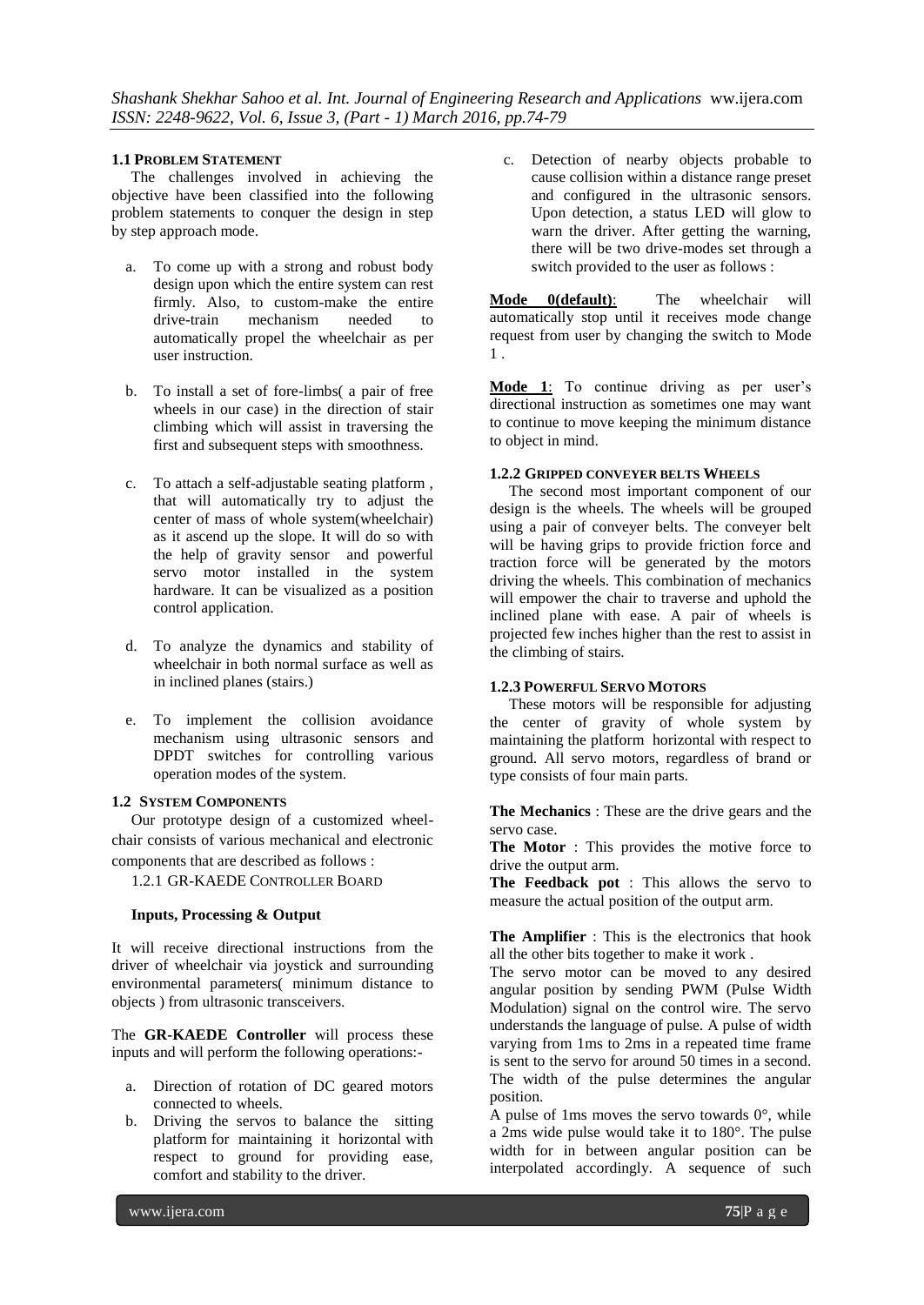### 1.1 Problem Statement

The challenges involved in achieving the objective have been classified into the following problem statements to conquer the design in step by step approach mode.

a. To come up with a strong and robust body design upon which the entire system can rest firmly. Also, to custom-make the entire drive-train mechanism needed to automatically propel the wheelchair as per user instruction.

b. To install a set of fore-limbs( a pair of free wheels in our case) in the direction of stair climbing which will assist in traversing the first and subsequent steps with smoothness.

c. To attach a self-adjustable seating platform , that will automatically try to adjust the center of mass of whole system(wheelchair) as it ascend up the slope. It will do so with the help of gravity sensor and powerful servo motor installed in the system hardware. It can be visualized as a position control application.

d. To analyze the dynamics and stability of wheelchair in both normal surface as well as in inclined planes (stairs.)

e. To implement the collision avoidance mechanism using ultrasonic sensors and DPDT switches for controlling various operation modes of the system.

### 1.2 System Components

Our prototype design of a customized wheel-chair consists of various mechanical and electronic components that are described as follows :

1.2.1 GR-KAEDE Controller Board

**Inputs, Processing & Output**

It will receive directional instructions from the driver of wheelchair via joystick and surrounding environmental parameters( minimum distance to objects ) from ultrasonic transceivers.

The **GR-KAEDE Controller** will process these inputs and will perform the following operations:-

a. Direction of rotation of DC geared motors connected to wheels.
b. Driving the servos to balance the sitting platform for maintaining it horizontal with respect to ground for providing ease, comfort and stability to the driver.
c. Detection of nearby objects probable to cause collision within a distance range preset and configured in the ultrasonic sensors. Upon detection, a status LED will glow to warn the driver. After getting the warning, there will be two drive-modes set through a switch provided to the user as follows :

**Mode 0(default)**: The wheelchair will automatically stop until it receives mode change request from user by changing the switch to Mode 1 .

**Mode 1**: To continue driving as per user's directional instruction as sometimes one may want to continue to move keeping the minimum distance to object in mind.

#### 1.2.2 Gripped conveyer belts Wheels

The second most important component of our design is the wheels. The wheels will be grouped using a pair of conveyer belts. The conveyer belt will be having grips to provide friction force and traction force will be generated by the motors driving the wheels. This combination of mechanics will empower the chair to traverse and uphold the inclined plane with ease. A pair of wheels is projected few inches higher than the rest to assist in the climbing of stairs.

#### 1.2.3 Powerful Servo Motors

These motors will be responsible for adjusting the center of gravity of whole system by maintaining the platform horizontal with respect to ground. All servo motors, regardless of brand or type consists of four main parts.

**The Mechanics** : These are the drive gears and the servo case.

**The Motor** : This provides the motive force to drive the output arm.

**The Feedback pot** : This allows the servo to measure the actual position of the output arm.

**The Amplifier** : This is the electronics that hook all the other bits together to make it work .

The servo motor can be moved to any desired angular position by sending PWM (Pulse Width Modulation) signal on the control wire. The servo understands the language of pulse. A pulse of width varying from 1ms to 2ms in a repeated time frame is sent to the servo for around 50 times in a second. The width of the pulse determines the angular position.

A pulse of 1ms moves the servo towards 0°, while a 2ms wide pulse would take it to 180°. The pulse width for in between angular position can be interpolated accordingly. A sequence of such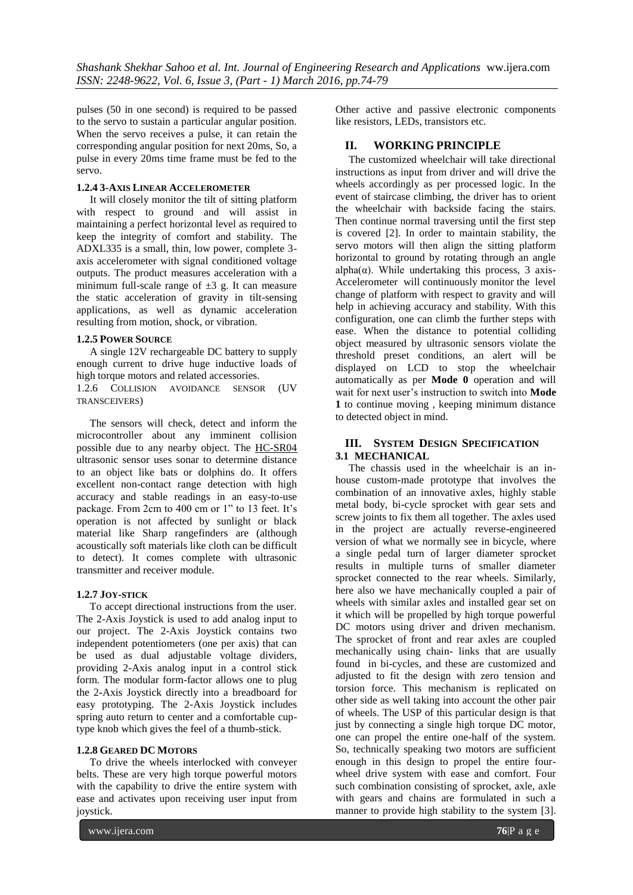pulses (50 in one second) is required to be passed to the servo to sustain a particular angular position. When the servo receives a pulse, it can retain the corresponding angular position for next 20ms, So, a pulse in every 20ms time frame must be fed to the servo.

#### 1.2.4 3-Axis Linear Accelerometer

It will closely monitor the tilt of sitting platform with respect to ground and will assist in maintaining a perfect horizontal level as required to keep the integrity of comfort and stability. The ADXL335 is a small, thin, low power, complete 3-axis accelerometer with signal conditioned voltage outputs. The product measures acceleration with a minimum full-scale range of ±3 g. It can measure the static acceleration of gravity in tilt-sensing applications, as well as dynamic acceleration resulting from motion, shock, or vibration.

#### 1.2.5 Power Source

A single 12V rechargeable DC battery to supply enough current to drive huge inductive loads of high torque motors and related accessories.

#### 1.2.6 Collision avoidance sensor (UV transceivers)

The sensors will check, detect and inform the microcontroller about any imminent collision possible due to any nearby object. The HC-SR04 ultrasonic sensor uses sonar to determine distance to an object like bats or dolphins do. It offers excellent non-contact range detection with high accuracy and stable readings in an easy-to-use package. From 2cm to 400 cm or 1" to 13 feet. It's operation is not affected by sunlight or black material like Sharp rangefinders are (although acoustically soft materials like cloth can be difficult to detect). It comes complete with ultrasonic transmitter and receiver module.

#### 1.2.7 Joy-stick

To accept directional instructions from the user. The 2-Axis Joystick is used to add analog input to our project. The 2-Axis Joystick contains two independent potentiometers (one per axis) that can be used as dual adjustable voltage dividers, providing 2-Axis analog input in a control stick form. The modular form-factor allows one to plug the 2-Axis Joystick directly into a breadboard for easy prototyping. The 2-Axis Joystick includes spring auto return to center and a comfortable cup-type knob which gives the feel of a thumb-stick.

#### 1.2.8 Geared DC Motors

To drive the wheels interlocked with conveyer belts. These are very high torque powerful motors with the capability to drive the entire system with ease and activates upon receiving user input from joystick.

Other active and passive electronic components like resistors, LEDs, transistors etc.

## II. WORKING PRINCIPLE

The customized wheelchair will take directional instructions as input from driver and will drive the wheels accordingly as per processed logic. In the event of staircase climbing, the driver has to orient the wheelchair with backside facing the stairs. Then continue normal traversing until the first step is covered [2]. In order to maintain stability, the servo motors will then align the sitting platform horizontal to ground by rotating through an angle alpha($\alpha$). While undertaking this process, 3 axis-Accelerometer will continuously monitor the level change of platform with respect to gravity and will help in achieving accuracy and stability. With this configuration, one can climb the further steps with ease. When the distance to potential colliding object measured by ultrasonic sensors violate the threshold preset conditions, an alert will be displayed on LCD to stop the wheelchair automatically as per **Mode 0** operation and will wait for next user's instruction to switch into **Mode 1** to continue moving , keeping minimum distance to detected object in mind.

## III. System Design Specification

### 3.1 MECHANICAL

The chassis used in the wheelchair is an in-house custom-made prototype that involves the combination of an innovative axles, highly stable metal body, bi-cycle sprocket with gear sets and screw joints to fix them all together. The axles used in the project are actually reverse-engineered version of what we normally see in bicycle, where a single pedal turn of larger diameter sprocket results in multiple turns of smaller diameter sprocket connected to the rear wheels. Similarly, here also we have mechanically coupled a pair of wheels with similar axles and installed gear set on it which will be propelled by high torque powerful DC motors using driver and driven mechanism. The sprocket of front and rear axles are coupled mechanically using chain- links that are usually found in bi-cycles, and these are customized and adjusted to fit the design with zero tension and torsion force. This mechanism is replicated on other side as well taking into account the other pair of wheels. The USP of this particular design is that just by connecting a single high torque DC motor, one can propel the entire one-half of the system. So, technically speaking two motors are sufficient enough in this design to propel the entire four-wheel drive system with ease and comfort. Four such combination consisting of sprocket, axle, axle with gears and chains are formulated in such a manner to provide high stability to the system [3].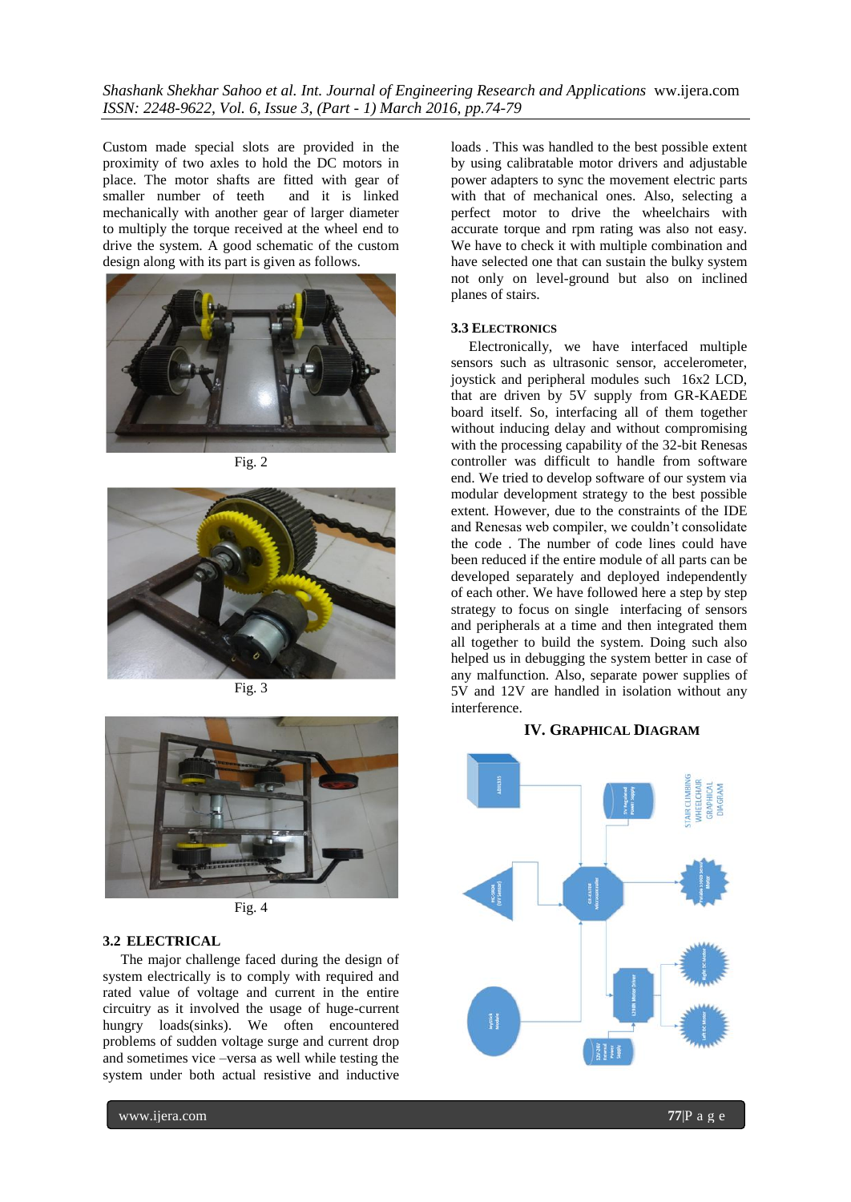Custom made special slots are provided in the proximity of two axles to hold the DC motors in place. The motor shafts are fitted with gear of smaller number of teeth and it is linked mechanically with another gear of larger diameter to multiply the torque received at the wheel end to drive the system. A good schematic of the custom design along with its part is given as follows.

Fig. 2

Fig. 3

Fig. 4

### 3.2 ELECTRICAL

The major challenge faced during the design of system electrically is to comply with required and rated value of voltage and current in the entire circuitry as it involved the usage of huge-current hungry loads(sinks). We often encountered problems of sudden voltage surge and current drop and sometimes vice –versa as well while testing the system under both actual resistive and inductive loads . This was handled to the best possible extent by using calibratable motor drivers and adjustable power adapters to sync the movement electric parts with that of mechanical ones. Also, selecting a perfect motor to drive the wheelchairs with accurate torque and rpm rating was also not easy. We have to check it with multiple combination and have selected one that can sustain the bulky system not only on level-ground but also on inclined planes of stairs.

### 3.3 ELECTRONICS

Electronically, we have interfaced multiple sensors such as ultrasonic sensor, accelerometer, joystick and peripheral modules such 16x2 LCD, that are driven by 5V supply from GR-KAEDE board itself. So, interfacing all of them together without inducing delay and without compromising with the processing capability of the 32-bit Renesas controller was difficult to handle from software end. We tried to develop software of our system via modular development strategy to the best possible extent. However, due to the constraints of the IDE and Renesas web compiler, we couldn't consolidate the code . The number of code lines could have been reduced if the entire module of all parts can be developed separately and deployed independently of each other. We have followed here a step by step strategy to focus on single interfacing of sensors and peripherals at a time and then integrated them all together to build the system. Doing such also helped us in debugging the system better in case of any malfunction. Also, separate power supplies of 5V and 12V are handled in isolation without any interference.

## IV. GRAPHICAL DIAGRAM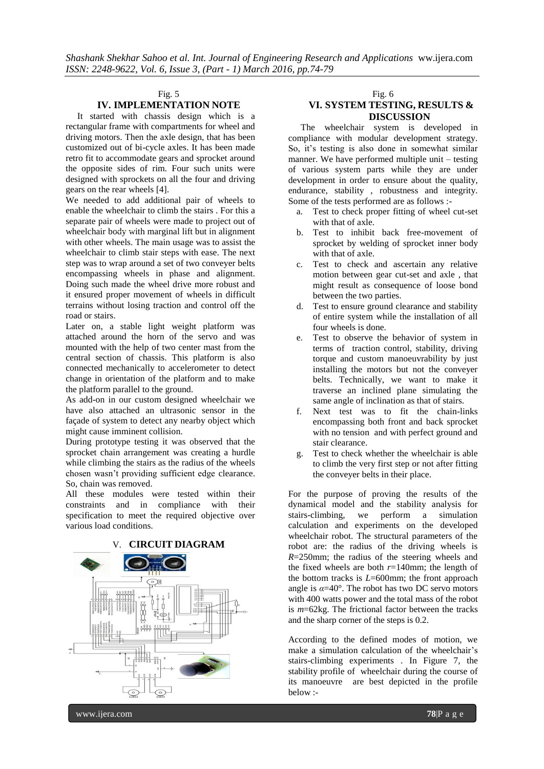Fig. 5

## IV. IMPLEMENTATION NOTE

It started with chassis design which is a rectangular frame with compartments for wheel and driving motors. Then the axle design, that has been customized out of bi-cycle axles. It has been made retro fit to accommodate gears and sprocket around the opposite sides of rim. Four such units were designed with sprockets on all the four and driving gears on the rear wheels [4].

We needed to add additional pair of wheels to enable the wheelchair to climb the stairs . For this a separate pair of wheels were made to project out of wheelchair body with marginal lift but in alignment with other wheels. The main usage was to assist the wheelchair to climb stair steps with ease. The next step was to wrap around a set of two conveyer belts encompassing wheels in phase and alignment. Doing such made the wheel drive more robust and it ensured proper movement of wheels in difficult terrains without losing traction and control off the road or stairs.

Later on, a stable light weight platform was attached around the horn of the servo and was mounted with the help of two center mast from the central section of chassis. This platform is also connected mechanically to accelerometer to detect change in orientation of the platform and to make the platform parallel to the ground.

As add-on in our custom designed wheelchair we have also attached an ultrasonic sensor in the façade of system to detect any nearby object which might cause imminent collision.

During prototype testing it was observed that the sprocket chain arrangement was creating a hurdle while climbing the stairs as the radius of the wheels chosen wasn't providing sufficient edge clearance. So, chain was removed.

All these modules were tested within their constraints and in compliance with their specification to meet the required objective over various load conditions.

## V. CIRCUIT DIAGRAM

Fig. 6

## VI. SYSTEM TESTING, RESULTS & DISCUSSION

The wheelchair system is developed in compliance with modular development strategy. So, it's testing is also done in somewhat similar manner. We have performed multiple unit – testing of various system parts while they are under development in order to ensure about the quality, endurance, stability , robustness and integrity. Some of the tests performed are as follows :-

a. Test to check proper fitting of wheel cut-set with that of axle.
b. Test to inhibit back free-movement of sprocket by welding of sprocket inner body with that of axle.
c. Test to check and ascertain any relative motion between gear cut-set and axle , that might result as consequence of loose bond between the two parties.
d. Test to ensure ground clearance and stability of entire system while the installation of all four wheels is done.
e. Test to observe the behavior of system in terms of traction control, stability, driving torque and custom manoeuvrability by just installing the motors but not the conveyer belts. Technically, we want to make it traverse an inclined plane simulating the same angle of inclination as that of stairs.
f. Next test was to fit the chain-links encompassing both front and back sprocket with no tension and with perfect ground and stair clearance.
g. Test to check whether the wheelchair is able to climb the very first step or not after fitting the conveyer belts in their place.

For the purpose of proving the results of the dynamical model and the stability analysis for stairs-climbing, we perform a simulation calculation and experiments on the developed wheelchair robot. The structural parameters of the robot are: the radius of the driving wheels is $R$=250mm; the radius of the steering wheels and the fixed wheels are both $r$=140mm; the length of the bottom tracks is $L$=600mm; the front approach angle is $\alpha$=40°. The robot has two DC servo motors with 400 watts power and the total mass of the robot is $m$=62kg. The frictional factor between the tracks and the sharp corner of the steps is 0.2.

According to the defined modes of motion, we make a simulation calculation of the wheelchair's stairs-climbing experiments . In Figure 7, the stability profile of wheelchair during the course of its manoeuvre are best depicted in the profile below :-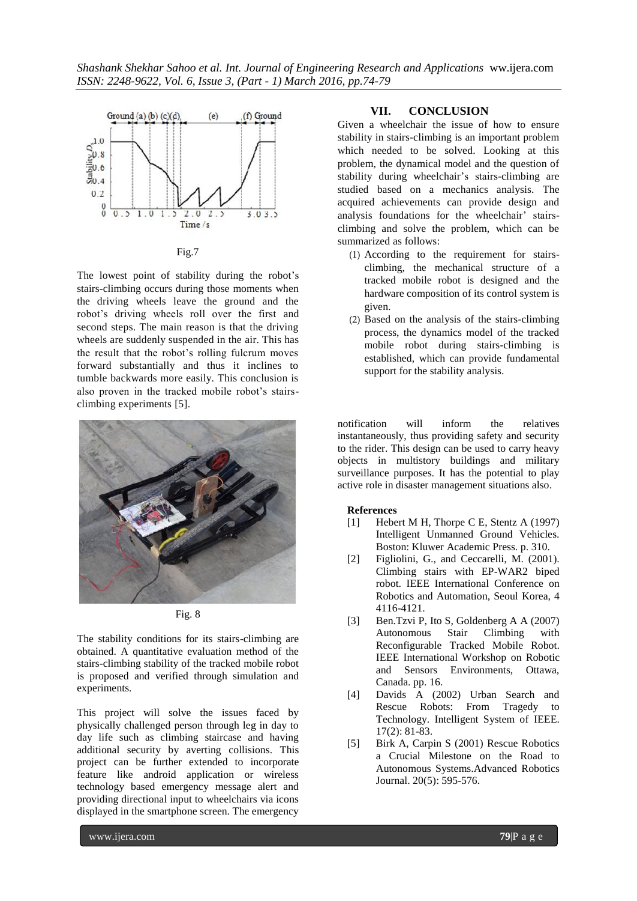Ground (a) (b) (c)(d) (e) (f) Ground

Stability $D_s$

1.0
0.8
0.6
0.4
0.2
0

0 0.5 1.0 1.5 2.0 2.5 3.0 3.5

Time /s

Fig.7

The lowest point of stability during the robot's stairs-climbing occurs during those moments when the driving wheels leave the ground and the robot's driving wheels roll over the first and second steps. The main reason is that the driving wheels are suddenly suspended in the air. This has the result that the robot's rolling fulcrum moves forward substantially and thus it inclines to tumble backwards more easily. This conclusion is also proven in the tracked mobile robot's stairs-climbing experiments [5].

Fig. 8

The stability conditions for its stairs-climbing are obtained. A quantitative evaluation method of the stairs-climbing stability of the tracked mobile robot is proposed and verified through simulation and experiments.

This project will solve the issues faced by physically challenged person through leg in day to day life such as climbing staircase and having additional security by averting collisions. This project can be further extended to incorporate feature like android application or wireless technology based emergency message alert and providing directional input to wheelchairs via icons displayed in the smartphone screen. The emergency

## VII. CONCLUSION

Given a wheelchair the issue of how to ensure stability in stairs-climbing is an important problem which needed to be solved. Looking at this problem, the dynamical model and the question of stability during wheelchair's stairs-climbing are studied based on a mechanics analysis. The acquired achievements can provide design and analysis foundations for the wheelchair' stairs-climbing and solve the problem, which can be summarized as follows:

(1) According to the requirement for stairs-climbing, the mechanical structure of a tracked mobile robot is designed and the hardware composition of its control system is given.
(2) Based on the analysis of the stairs-climbing process, the dynamics model of the tracked mobile robot during stairs-climbing is established, which can provide fundamental support for the stability analysis.

notification will inform the relatives instantaneously, thus providing safety and security to the rider. This design can be used to carry heavy objects in multistory buildings and military surveillance purposes. It has the potential to play active role in disaster management situations also.

**References**

[1] Hebert M H, Thorpe C E, Stentz A (1997) Intelligent Unmanned Ground Vehicles. Boston: Kluwer Academic Press. p. 310.

[2] Figliolini, G., and Ceccarelli, M. (2001). Climbing stairs with EP-WAR2 biped robot. IEEE International Conference on Robotics and Automation, Seoul Korea, 4 4116-4121.

[3] Ben.Tzvi P, Ito S, Goldenberg A A (2007) Autonomous Stair Climbing with Reconfigurable Tracked Mobile Robot. IEEE International Workshop on Robotic and Sensors Environments, Ottawa, Canada. pp. 16.

[4] Davids A (2002) Urban Search and Rescue Robots: From Tragedy to Technology. Intelligent System of IEEE. 17(2): 81-83.

[5] Birk A, Carpin S (2001) Rescue Robotics a Crucial Milestone on the Road to Autonomous Systems.Advanced Robotics Journal. 20(5): 595-576.